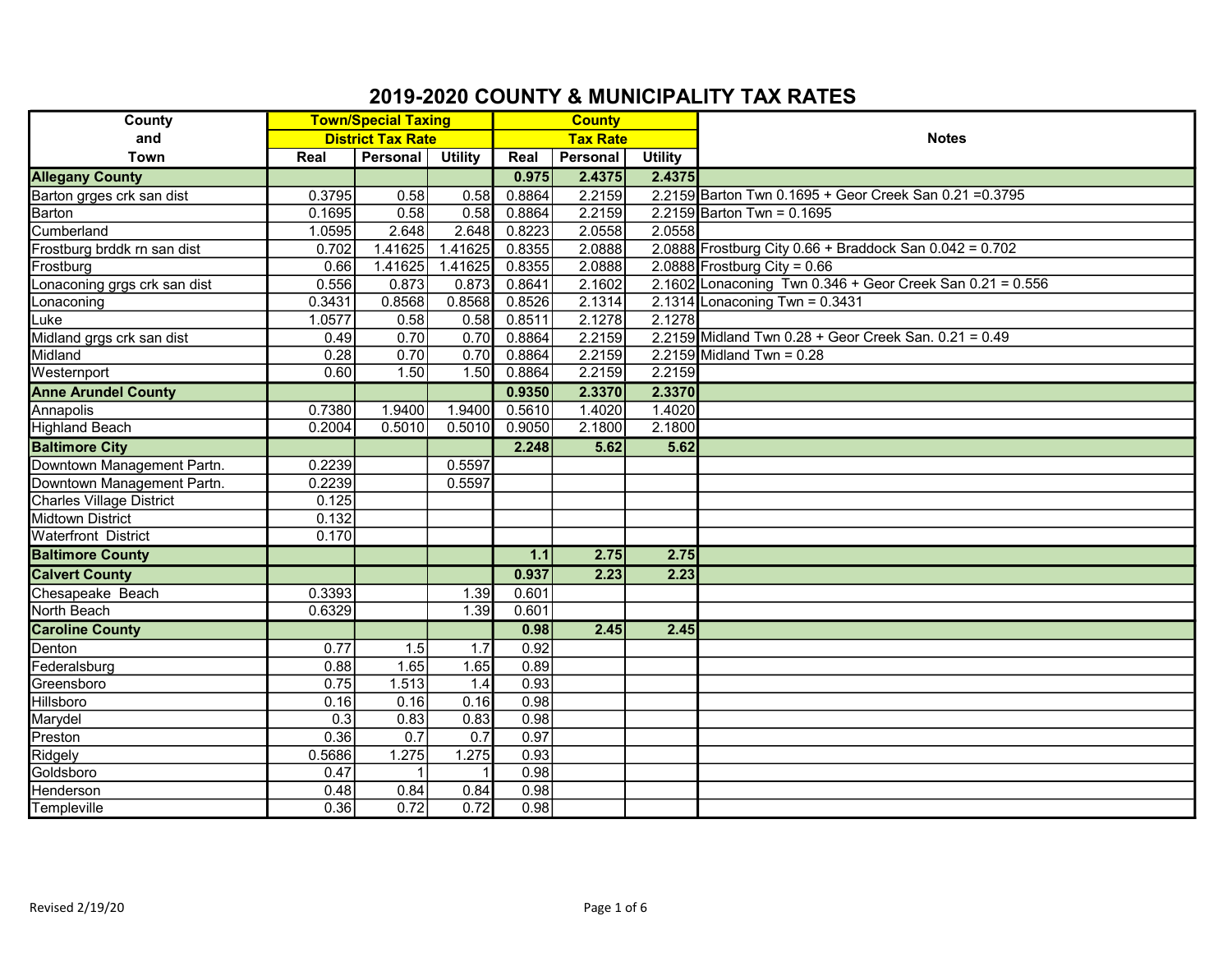# 2019-2020 COUNTY & MUNICIPALITY TAX RATES

| County and Town | Town/Special Taxing District Tax Rate | | | County Tax Rate | | | Notes |
|---|---|---|---|---|---|---|---|
| | Real | Personal | Utility | Real | Personal | Utility | |
| **Allegany County** | | | | **0.975** | **2.4375** | **2.4375** | |
| Barton grges crk san dist | 0.3795 | 0.58 | 0.58 | 0.8864 | 2.2159 | 2.2159 | Barton Twn 0.1695 + Geor Creek San 0.21 =0.3795 |
| Barton | 0.1695 | 0.58 | 0.58 | 0.8864 | 2.2159 | 2.2159 | Barton Twn = 0.1695 |
| Cumberland | 1.0595 | 2.648 | 2.648 | 0.8223 | 2.0558 | 2.0558 | |
| Frostburg brddk rn san dist | 0.702 | 1.41625 | 1.41625 | 0.8355 | 2.0888 | 2.0888 | Frostburg City 0.66 + Braddock San 0.042 = 0.702 |
| Frostburg | 0.66 | 1.41625 | 1.41625 | 0.8355 | 2.0888 | 2.0888 | Frostburg City = 0.66 |
| Lonaconing grgs crk san dist | 0.556 | 0.873 | 0.873 | 0.8641 | 2.1602 | 2.1602 | Lonaconing Twn 0.346 + Geor Creek San 0.21 = 0.556 |
| Lonaconing | 0.3431 | 0.8568 | 0.8568 | 0.8526 | 2.1314 | 2.1314 | Lonaconing Twn = 0.3431 |
| Luke | 1.0577 | 0.58 | 0.58 | 0.8511 | 2.1278 | 2.1278 | |
| Midland grgs crk san dist | 0.49 | 0.70 | 0.70 | 0.8864 | 2.2159 | 2.2159 | Midland Twn 0.28 + Geor Creek San. 0.21 = 0.49 |
| Midland | 0.28 | 0.70 | 0.70 | 0.8864 | 2.2159 | 2.2159 | Midland Twn = 0.28 |
| Westernport | 0.60 | 1.50 | 1.50 | 0.8864 | 2.2159 | 2.2159 | |
| **Anne Arundel County** | | | | **0.9350** | **2.3370** | **2.3370** | |
| Annapolis | 0.7380 | 1.9400 | 1.9400 | 0.5610 | 1.4020 | 1.4020 | |
| Highland Beach | 0.2004 | 0.5010 | 0.5010 | 0.9050 | 2.1800 | 2.1800 | |
| **Baltimore City** | | | | **2.248** | **5.62** | **5.62** | |
| Downtown Management Partn. | 0.2239 | | 0.5597 | | | | |
| Downtown Management Partn. | 0.2239 | | 0.5597 | | | | |
| Charles Village District | 0.125 | | | | | | |
| Midtown District | 0.132 | | | | | | |
| Waterfront District | 0.170 | | | | | | |
| **Baltimore County** | | | | **1.1** | **2.75** | **2.75** | |
| **Calvert County** | | | | **0.937** | **2.23** | **2.23** | |
| Chesapeake Beach | 0.3393 | | 1.39 | 0.601 | | | |
| North Beach | 0.6329 | | 1.39 | 0.601 | | | |
| **Caroline County** | | | | **0.98** | **2.45** | **2.45** | |
| Denton | 0.77 | 1.5 | 1.7 | 0.92 | | | |
| Federalsburg | 0.88 | 1.65 | 1.65 | 0.89 | | | |
| Greensboro | 0.75 | 1.513 | 1.4 | 0.93 | | | |
| Hillsboro | 0.16 | 0.16 | 0.16 | 0.98 | | | |
| Marydel | 0.3 | 0.83 | 0.83 | 0.98 | | | |
| Preston | 0.36 | 0.7 | 0.7 | 0.97 | | | |
| Ridgely | 0.5686 | 1.275 | 1.275 | 0.93 | | | |
| Goldsboro | 0.47 | 1 | 1 | 0.98 | | | |
| Henderson | 0.48 | 0.84 | 0.84 | 0.98 | | | |
| Templeville | 0.36 | 0.72 | 0.72 | 0.98 | | | |

Revised 2/19/20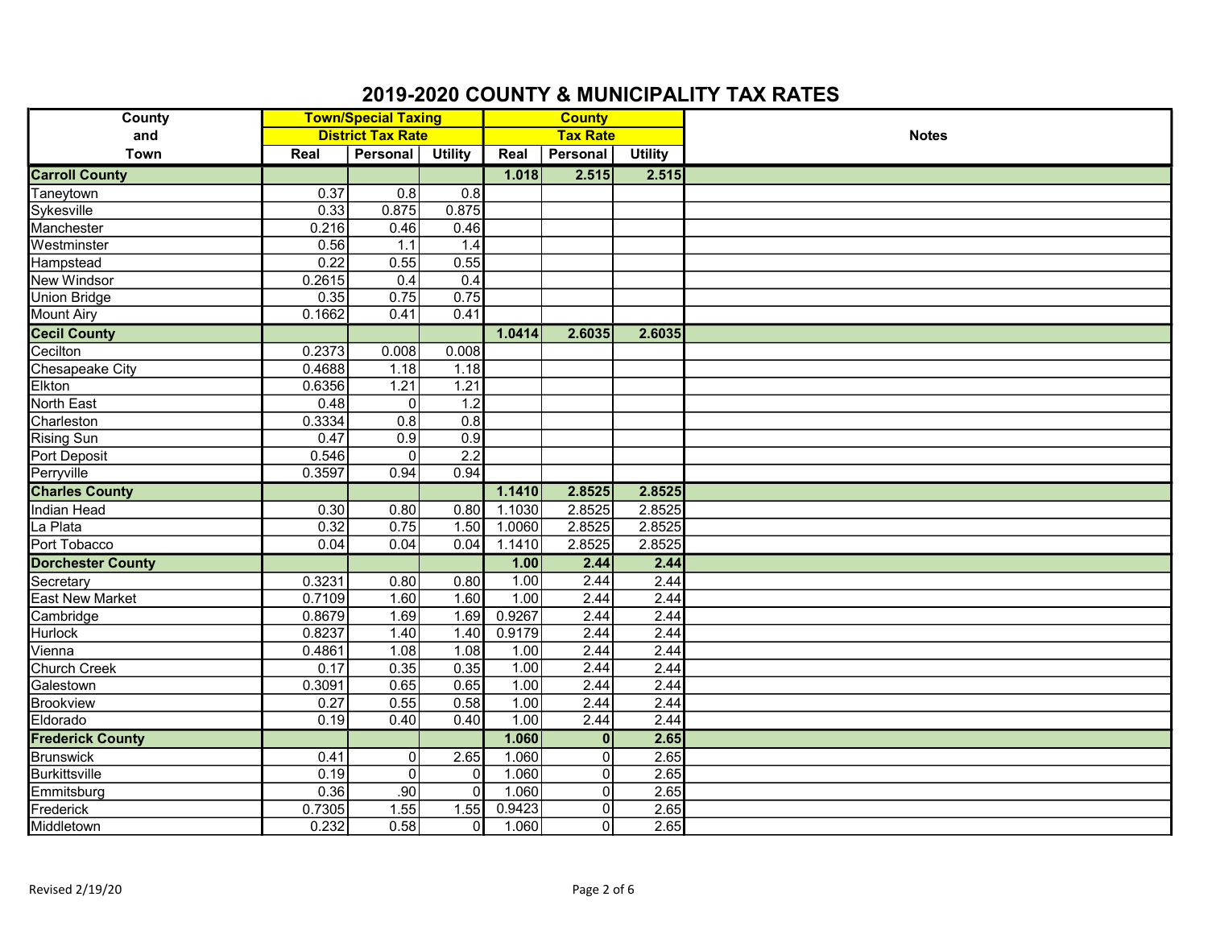# 2019-2020 COUNTY & MUNICIPALITY TAX RATES

| County and Town | Town/Special Taxing District Tax Rate | | | County Tax Rate | | | Notes |
|---|---|---|---|---|---|---|---|
| | Real | Personal | Utility | Real | Personal | Utility | |
| **Carroll County** | | | | **1.018** | **2.515** | **2.515** | |
| Taneytown | 0.37 | 0.8 | 0.8 | | | | |
| Sykesville | 0.33 | 0.875 | 0.875 | | | | |
| Manchester | 0.216 | 0.46 | 0.46 | | | | |
| Westminster | 0.56 | 1.1 | 1.4 | | | | |
| Hampstead | 0.22 | 0.55 | 0.55 | | | | |
| New Windsor | 0.2615 | 0.4 | 0.4 | | | | |
| Union Bridge | 0.35 | 0.75 | 0.75 | | | | |
| Mount Airy | 0.1662 | 0.41 | 0.41 | | | | |
| **Cecil County** | | | | **1.0414** | **2.6035** | **2.6035** | |
| Cecilton | 0.2373 | 0.008 | 0.008 | | | | |
| Chesapeake City | 0.4688 | 1.18 | 1.18 | | | | |
| Elkton | 0.6356 | 1.21 | 1.21 | | | | |
| North East | 0.48 | 0 | 1.2 | | | | |
| Charleston | 0.3334 | 0.8 | 0.8 | | | | |
| Rising Sun | 0.47 | 0.9 | 0.9 | | | | |
| Port Deposit | 0.546 | 0 | 2.2 | | | | |
| Perryville | 0.3597 | 0.94 | 0.94 | | | | |
| **Charles County** | | | | **1.1410** | **2.8525** | **2.8525** | |
| Indian Head | 0.30 | 0.80 | 0.80 | 1.1030 | 2.8525 | 2.8525 | |
| La Plata | 0.32 | 0.75 | 1.50 | 1.0060 | 2.8525 | 2.8525 | |
| Port Tobacco | 0.04 | 0.04 | 0.04 | 1.1410 | 2.8525 | 2.8525 | |
| **Dorchester County** | | | | **1.00** | **2.44** | **2.44** | |
| Secretary | 0.3231 | 0.80 | 0.80 | 1.00 | 2.44 | 2.44 | |
| East New Market | 0.7109 | 1.60 | 1.60 | 1.00 | 2.44 | 2.44 | |
| Cambridge | 0.8679 | 1.69 | 1.69 | 0.9267 | 2.44 | 2.44 | |
| Hurlock | 0.8237 | 1.40 | 1.40 | 0.9179 | 2.44 | 2.44 | |
| Vienna | 0.4861 | 1.08 | 1.08 | 1.00 | 2.44 | 2.44 | |
| Church Creek | 0.17 | 0.35 | 0.35 | 1.00 | 2.44 | 2.44 | |
| Galestown | 0.3091 | 0.65 | 0.65 | 1.00 | 2.44 | 2.44 | |
| Brookview | 0.27 | 0.55 | 0.58 | 1.00 | 2.44 | 2.44 | |
| Eldorado | 0.19 | 0.40 | 0.40 | 1.00 | 2.44 | 2.44 | |
| **Frederick County** | | | | **1.060** | **0** | **2.65** | |
| Brunswick | 0.41 | 0 | 2.65 | 1.060 | 0 | 2.65 | |
| Burkittsville | 0.19 | 0 | 0 | 1.060 | 0 | 2.65 | |
| Emmitsburg | 0.36 | .90 | 0 | 1.060 | 0 | 2.65 | |
| Frederick | 0.7305 | 1.55 | 1.55 | 0.9423 | 0 | 2.65 | |
| Middletown | 0.232 | 0.58 | 0 | 1.060 | 0 | 2.65 | |

Revised 2/19/20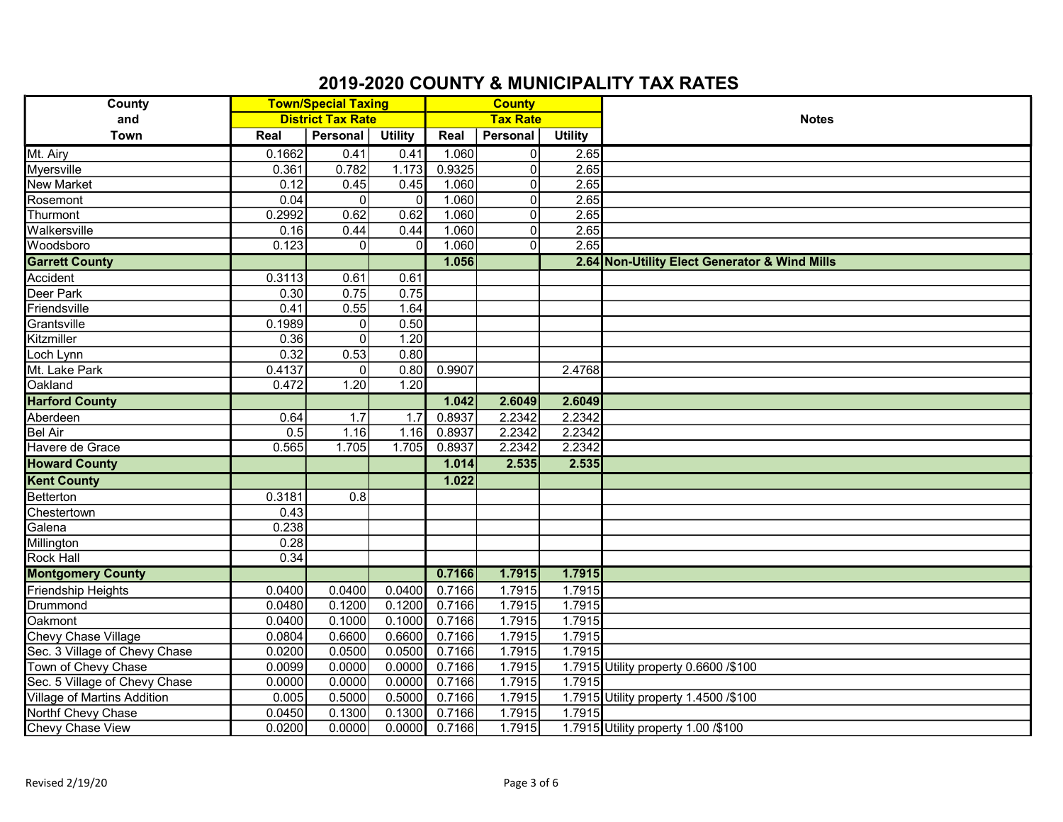# 2019-2020 COUNTY & MUNICIPALITY TAX RATES

| County and Town | Town/Special Taxing District Tax Rate | | | County Tax Rate | | | Notes |
|---|---|---|---|---|---|---|---|
| | Real | Personal | Utility | Real | Personal | Utility | |
| Mt. Airy | 0.1662 | 0.41 | 0.41 | 1.060 | 0 | 2.65 | |
| Myersville | 0.361 | 0.782 | 1.173 | 0.9325 | 0 | 2.65 | |
| New Market | 0.12 | 0.45 | 0.45 | 1.060 | 0 | 2.65 | |
| Rosemont | 0.04 | 0 | 0 | 1.060 | 0 | 2.65 | |
| Thurmont | 0.2992 | 0.62 | 0.62 | 1.060 | 0 | 2.65 | |
| Walkersville | 0.16 | 0.44 | 0.44 | 1.060 | 0 | 2.65 | |
| Woodsboro | 0.123 | 0 | 0 | 1.060 | 0 | 2.65 | |
| **Garrett County** | | | | **1.056** | | **2.64** | **Non-Utility Elect Generator & Wind Mills** |
| Accident | 0.3113 | 0.61 | 0.61 | | | | |
| Deer Park | 0.30 | 0.75 | 0.75 | | | | |
| Friendsville | 0.41 | 0.55 | 1.64 | | | | |
| Grantsville | 0.1989 | 0 | 0.50 | | | | |
| Kitzmiller | 0.36 | 0 | 1.20 | | | | |
| Loch Lynn | 0.32 | 0.53 | 0.80 | | | | |
| Mt. Lake Park | 0.4137 | 0 | 0.80 | 0.9907 | | 2.4768 | |
| Oakland | 0.472 | 1.20 | 1.20 | | | | |
| **Harford County** | | | | **1.042** | **2.6049** | **2.6049** | |
| Aberdeen | 0.64 | 1.7 | 1.7 | 0.8937 | 2.2342 | 2.2342 | |
| Bel Air | 0.5 | 1.16 | 1.16 | 0.8937 | 2.2342 | 2.2342 | |
| Havere de Grace | 0.565 | 1.705 | 1.705 | 0.8937 | 2.2342 | 2.2342 | |
| **Howard County** | | | | **1.014** | **2.535** | **2.535** | |
| **Kent County** | | | | **1.022** | | | |
| Betterton | 0.3181 | 0.8 | | | | | |
| Chestertown | 0.43 | | | | | | |
| Galena | 0.238 | | | | | | |
| Millington | 0.28 | | | | | | |
| Rock Hall | 0.34 | | | | | | |
| **Montgomery County** | | | | **0.7166** | **1.7915** | **1.7915** | |
| Friendship Heights | 0.0400 | 0.0400 | 0.0400 | 0.7166 | 1.7915 | 1.7915 | |
| Drummond | 0.0480 | 0.1200 | 0.1200 | 0.7166 | 1.7915 | 1.7915 | |
| Oakmont | 0.0400 | 0.1000 | 0.1000 | 0.7166 | 1.7915 | 1.7915 | |
| Chevy Chase Village | 0.0804 | 0.6600 | 0.6600 | 0.7166 | 1.7915 | 1.7915 | |
| Sec. 3 Village of Chevy Chase | 0.0200 | 0.0500 | 0.0500 | 0.7166 | 1.7915 | 1.7915 | |
| Town of Chevy Chase | 0.0099 | 0.0000 | 0.0000 | 0.7166 | 1.7915 | 1.7915 | Utility property 0.6600 /$100 |
| Sec. 5 Village of Chevy Chase | 0.0000 | 0.0000 | 0.0000 | 0.7166 | 1.7915 | 1.7915 | |
| Village of Martins Addition | 0.005 | 0.5000 | 0.5000 | 0.7166 | 1.7915 | 1.7915 | Utility property 1.4500 /$100 |
| Northf Chevy Chase | 0.0450 | 0.1300 | 0.1300 | 0.7166 | 1.7915 | 1.7915 | |
| Chevy Chase View | 0.0200 | 0.0000 | 0.0000 | 0.7166 | 1.7915 | 1.7915 | Utility property 1.00 /$100 |

Revised 2/19/20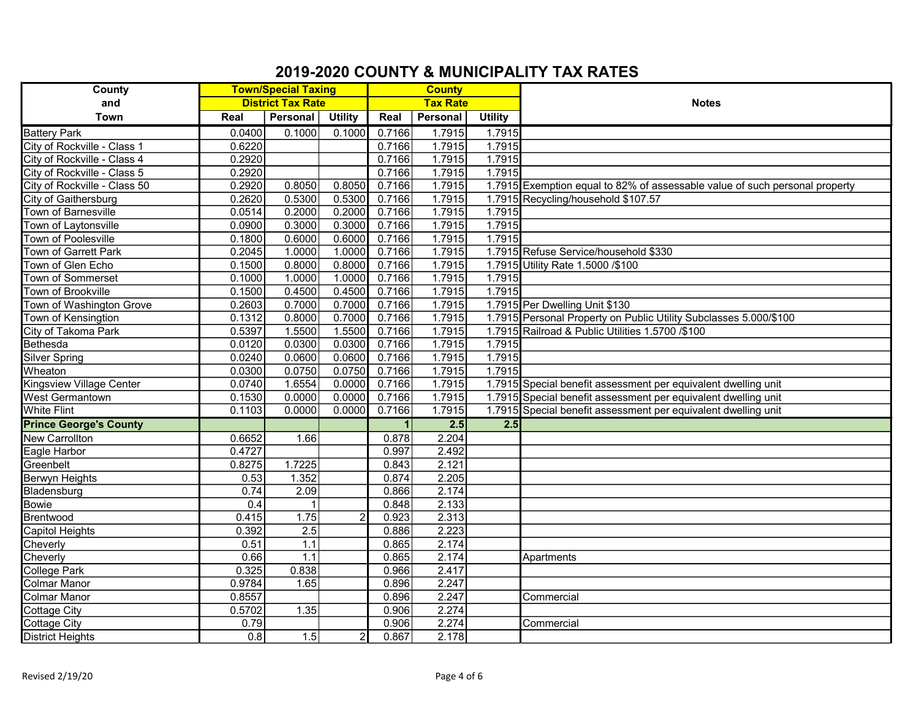# 2019-2020 COUNTY & MUNICIPALITY TAX RATES

| County and Town | Town/Special Taxing District Tax Rate | | | County Tax Rate | | | Notes |
|---|---|---|---|---|---|---|---|
| | Real | Personal | Utility | Real | Personal | Utility | |
| Battery Park | 0.0400 | 0.1000 | 0.1000 | 0.7166 | 1.7915 | 1.7915 | |
| City of Rockville - Class 1 | 0.6220 | | | 0.7166 | 1.7915 | 1.7915 | |
| City of Rockville - Class 4 | 0.2920 | | | 0.7166 | 1.7915 | 1.7915 | |
| City of Rockville - Class 5 | 0.2920 | | | 0.7166 | 1.7915 | 1.7915 | |
| City of Rockville - Class 50 | 0.2920 | 0.8050 | 0.8050 | 0.7166 | 1.7915 | 1.7915 | Exemption equal to 82% of assessable value of such personal property |
| City of Gaithersburg | 0.2620 | 0.5300 | 0.5300 | 0.7166 | 1.7915 | 1.7915 | Recycling/household $107.57 |
| Town of Barnesville | 0.0514 | 0.2000 | 0.2000 | 0.7166 | 1.7915 | 1.7915 | |
| Town of Laytonsville | 0.0900 | 0.3000 | 0.3000 | 0.7166 | 1.7915 | 1.7915 | |
| Town of Poolesville | 0.1800 | 0.6000 | 0.6000 | 0.7166 | 1.7915 | 1.7915 | |
| Town of Garrett Park | 0.2045 | 1.0000 | 1.0000 | 0.7166 | 1.7915 | 1.7915 | Refuse Service/household $330 |
| Town of Glen Echo | 0.1500 | 0.8000 | 0.8000 | 0.7166 | 1.7915 | 1.7915 | Utility Rate 1.5000 /$100 |
| Town of Sommerset | 0.1000 | 1.0000 | 1.0000 | 0.7166 | 1.7915 | 1.7915 | |
| Town of Brookville | 0.1500 | 0.4500 | 0.4500 | 0.7166 | 1.7915 | 1.7915 | |
| Town of Washington Grove | 0.2603 | 0.7000 | 0.7000 | 0.7166 | 1.7915 | 1.7915 | Per Dwelling Unit $130 |
| Town of Kensingtion | 0.1312 | 0.8000 | 0.7000 | 0.7166 | 1.7915 | 1.7915 | Personal Property on Public Utility Subclasses 5.000/$100 |
| City of Takoma Park | 0.5397 | 1.5500 | 1.5500 | 0.7166 | 1.7915 | 1.7915 | Railroad & Public Utilities 1.5700 /$100 |
| Bethesda | 0.0120 | 0.0300 | 0.0300 | 0.7166 | 1.7915 | 1.7915 | |
| Silver Spring | 0.0240 | 0.0600 | 0.0600 | 0.7166 | 1.7915 | 1.7915 | |
| Wheaton | 0.0300 | 0.0750 | 0.0750 | 0.7166 | 1.7915 | 1.7915 | |
| Kingsview Village Center | 0.0740 | 1.6554 | 0.0000 | 0.7166 | 1.7915 | 1.7915 | Special benefit assessment per equivalent dwelling unit |
| West Germantown | 0.1530 | 0.0000 | 0.0000 | 0.7166 | 1.7915 | 1.7915 | Special benefit assessment per equivalent dwelling unit |
| White Flint | 0.1103 | 0.0000 | 0.0000 | 0.7166 | 1.7915 | 1.7915 | Special benefit assessment per equivalent dwelling unit |
| **Prince George's County** | | | | **1** | **2.5** | **2.5** | |
| New Carrollton | 0.6652 | 1.66 | | 0.878 | 2.204 | | |
| Eagle Harbor | 0.4727 | | | 0.997 | 2.492 | | |
| Greenbelt | 0.8275 | 1.7225 | | 0.843 | 2.121 | | |
| Berwyn Heights | 0.53 | 1.352 | | 0.874 | 2.205 | | |
| Bladensburg | 0.74 | 2.09 | | 0.866 | 2.174 | | |
| Bowie | 0.4 | 1 | | 0.848 | 2.133 | | |
| Brentwood | 0.415 | 1.75 | 2 | 0.923 | 2.313 | | |
| Capitol Heights | 0.392 | 2.5 | | 0.886 | 2.223 | | |
| Cheverly | 0.51 | 1.1 | | 0.865 | 2.174 | | |
| Cheverly | 0.66 | 1.1 | | 0.865 | 2.174 | | Apartments |
| College Park | 0.325 | 0.838 | | 0.966 | 2.417 | | |
| Colmar Manor | 0.9784 | 1.65 | | 0.896 | 2.247 | | |
| Colmar Manor | 0.8557 | | | 0.896 | 2.247 | | Commercial |
| Cottage City | 0.5702 | 1.35 | | 0.906 | 2.274 | | |
| Cottage City | 0.79 | | | 0.906 | 2.274 | | Commercial |
| District Heights | 0.8 | 1.5 | 2 | 0.867 | 2.178 | | |

Revised 2/19/20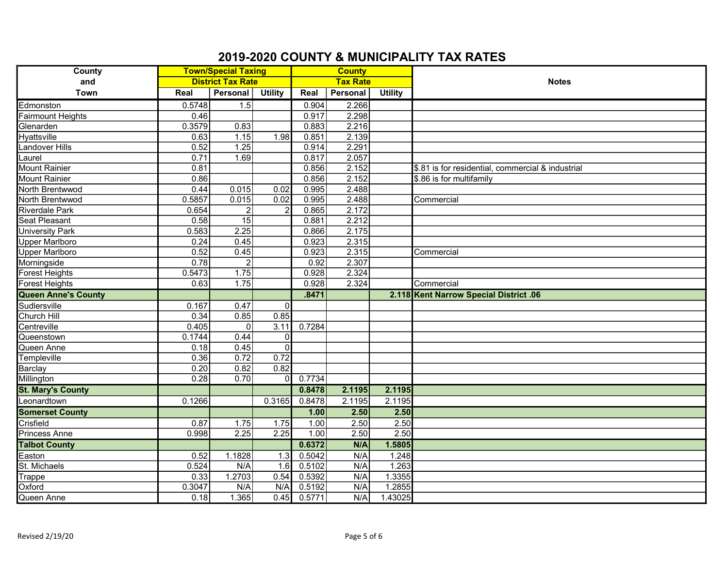# 2019-2020 COUNTY & MUNICIPALITY TAX RATES

| County and Town | Town/Special Taxing District Tax Rate | | | County Tax Rate | | | Notes |
|---|---|---|---|---|---|---|---|
| | Real | Personal | Utility | Real | Personal | Utility | |
| Edmonston | 0.5748 | 1.5 | | 0.904 | 2.266 | | |
| Fairmount Heights | 0.46 | | | 0.917 | 2.298 | | |
| Glenarden | 0.3579 | 0.83 | | 0.883 | 2.216 | | |
| Hyattsville | 0.63 | 1.15 | 1.98 | 0.851 | 2.139 | | |
| Landover Hills | 0.52 | 1.25 | | 0.914 | 2.291 | | |
| Laurel | 0.71 | 1.69 | | 0.817 | 2.057 | | |
| Mount Rainier | 0.81 | | | 0.856 | 2.152 | | $.81 is for residential, commercial & industrial |
| Mount Rainier | 0.86 | | | 0.856 | 2.152 | | $.86 is for multifamily |
| North Brentwwod | 0.44 | 0.015 | 0.02 | 0.995 | 2.488 | | |
| North Brentwwod | 0.5857 | 0.015 | 0.02 | 0.995 | 2.488 | | Commercial |
| Riverdale Park | 0.654 | 2 | 2 | 0.865 | 2.172 | | |
| Seat Pleasant | 0.58 | 15 | | 0.881 | 2.212 | | |
| University Park | 0.583 | 2.25 | | 0.866 | 2.175 | | |
| Upper Marlboro | 0.24 | 0.45 | | 0.923 | 2.315 | | |
| Upper Marlboro | 0.52 | 0.45 | | 0.923 | 2.315 | | Commercial |
| Morningside | 0.78 | 2 | | 0.92 | 2.307 | | |
| Forest Heights | 0.5473 | 1.75 | | 0.928 | 2.324 | | |
| Forest Heights | 0.63 | 1.75 | | 0.928 | 2.324 | | Commercial |
| **Queen Anne's County** | | | | **.8471** | | **2.118** | **Kent Narrow Special District .06** |
| Sudlersville | 0.167 | 0.47 | 0 | | | | |
| Church Hill | 0.34 | 0.85 | 0.85 | | | | |
| Centreville | 0.405 | 0 | 3.11 | 0.7284 | | | |
| Queenstown | 0.1744 | 0.44 | 0 | | | | |
| Queen Anne | 0.18 | 0.45 | 0 | | | | |
| Templeville | 0.36 | 0.72 | 0.72 | | | | |
| Barclay | 0.20 | 0.82 | 0.82 | | | | |
| Millington | 0.28 | 0.70 | 0 | 0.7734 | | | |
| **St. Mary's County** | | | | **0.8478** | **2.1195** | **2.1195** | |
| Leonardtown | 0.1266 | | 0.3165 | 0.8478 | 2.1195 | 2.1195 | |
| **Somerset County** | | | | **1.00** | **2.50** | **2.50** | |
| Crisfield | 0.87 | 1.75 | 1.75 | 1.00 | 2.50 | 2.50 | |
| Princess Anne | 0.998 | 2.25 | 2.25 | 1.00 | 2.50 | 2.50 | |
| **Talbot County** | | | | **0.6372** | **N/A** | **1.5805** | |
| Easton | 0.52 | 1.1828 | 1.3 | 0.5042 | N/A | 1.248 | |
| St. Michaels | 0.524 | N/A | 1.6 | 0.5102 | N/A | 1.263 | |
| Trappe | 0.33 | 1.2703 | 0.54 | 0.5392 | N/A | 1.3355 | |
| Oxford | 0.3047 | N/A | N/A | 0.5192 | N/A | 1.2855 | |
| Queen Anne | 0.18 | 1.365 | 0.45 | 0.5771 | N/A | 1.43025 | |

Revised 2/19/20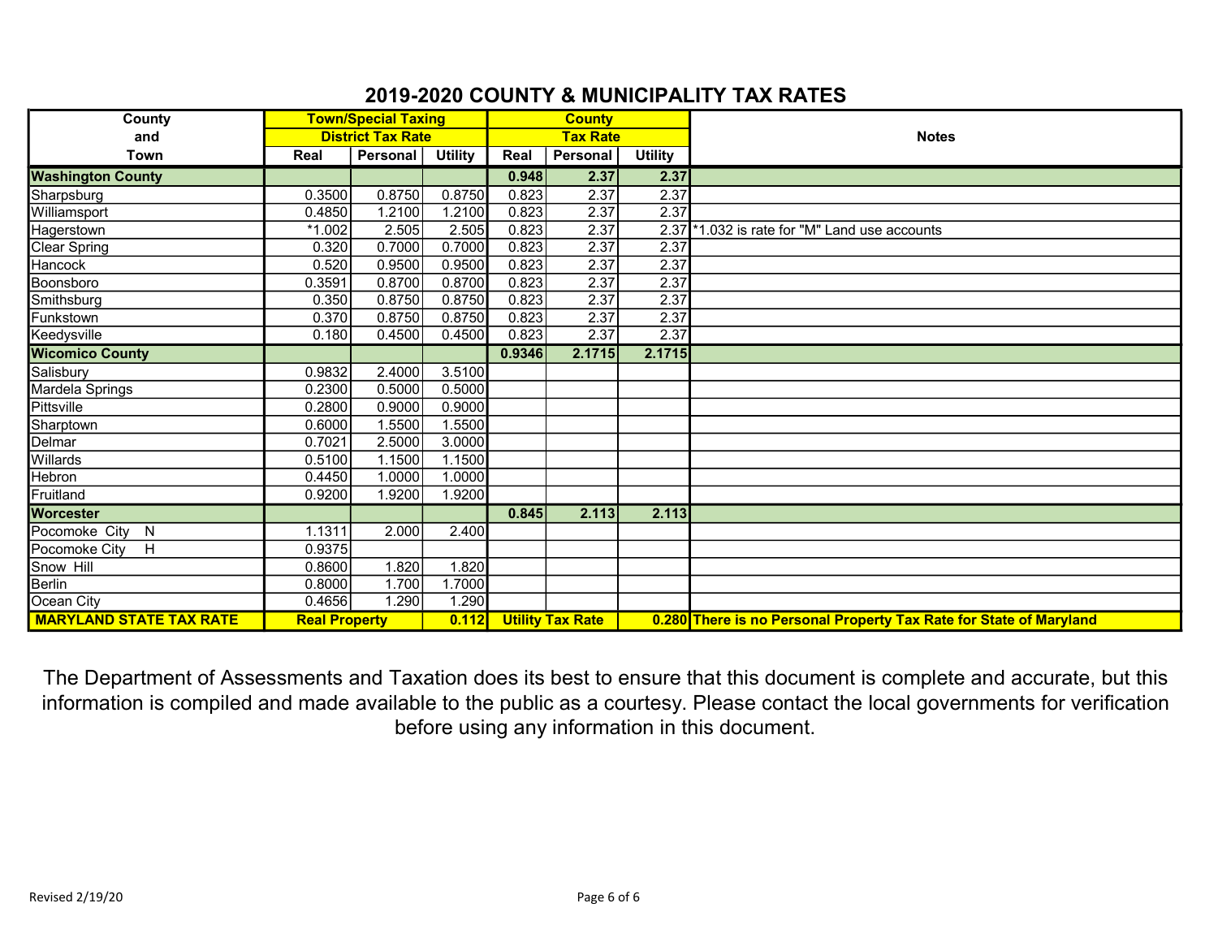## 2019-2020 COUNTY & MUNICIPALITY TAX RATES

| County and Town | Town/Special Taxing District Tax Rate | | | County Tax Rate | | | Notes |
|---|---|---|---|---|---|---|---|
| | Real | Personal | Utility | Real | Personal | Utility | |
| **Washington County** | | | | **0.948** | **2.37** | **2.37** | |
| Sharpsburg | 0.3500 | 0.8750 | 0.8750 | 0.823 | 2.37 | 2.37 | |
| Williamsport | 0.4850 | 1.2100 | 1.2100 | 0.823 | 2.37 | 2.37 | |
| Hagerstown | *1.002 | 2.505 | 2.505 | 0.823 | 2.37 | 2.37 | *1.032 is rate for "M" Land use accounts |
| Clear Spring | 0.320 | 0.7000 | 0.7000 | 0.823 | 2.37 | 2.37 | |
| Hancock | 0.520 | 0.9500 | 0.9500 | 0.823 | 2.37 | 2.37 | |
| Boonsboro | 0.3591 | 0.8700 | 0.8700 | 0.823 | 2.37 | 2.37 | |
| Smithsburg | 0.350 | 0.8750 | 0.8750 | 0.823 | 2.37 | 2.37 | |
| Funkstown | 0.370 | 0.8750 | 0.8750 | 0.823 | 2.37 | 2.37 | |
| Keedysville | 0.180 | 0.4500 | 0.4500 | 0.823 | 2.37 | 2.37 | |
| **Wicomico County** | | | | **0.9346** | **2.1715** | **2.1715** | |
| Salisbury | 0.9832 | 2.4000 | 3.5100 | | | | |
| Mardela Springs | 0.2300 | 0.5000 | 0.5000 | | | | |
| Pittsville | 0.2800 | 0.9000 | 0.9000 | | | | |
| Sharptown | 0.6000 | 1.5500 | 1.5500 | | | | |
| Delmar | 0.7021 | 2.5000 | 3.0000 | | | | |
| Willards | 0.5100 | 1.1500 | 1.1500 | | | | |
| Hebron | 0.4450 | 1.0000 | 1.0000 | | | | |
| Fruitland | 0.9200 | 1.9200 | 1.9200 | | | | |
| **Worcester** | | | | **0.845** | **2.113** | **2.113** | |
| Pocomoke City N | 1.1311 | 2.000 | 2.400 | | | | |
| Pocomoke City H | 0.9375 | | | | | | |
| Snow Hill | 0.8600 | 1.820 | 1.820 | | | | |
| Berlin | 0.8000 | 1.700 | 1.7000 | | | | |
| Ocean City | 0.4656 | 1.290 | 1.290 | | | | |
| **MARYLAND STATE TAX RATE** | **Real Property** | | **0.112** | **Utility Tax Rate** | | **0.280** | **There is no Personal Property Tax Rate for State of Maryland** |

The Department of Assessments and Taxation does its best to ensure that this document is complete and accurate, but this information is compiled and made available to the public as a courtesy. Please contact the local governments for verification before using any information in this document.

Revised 2/19/20